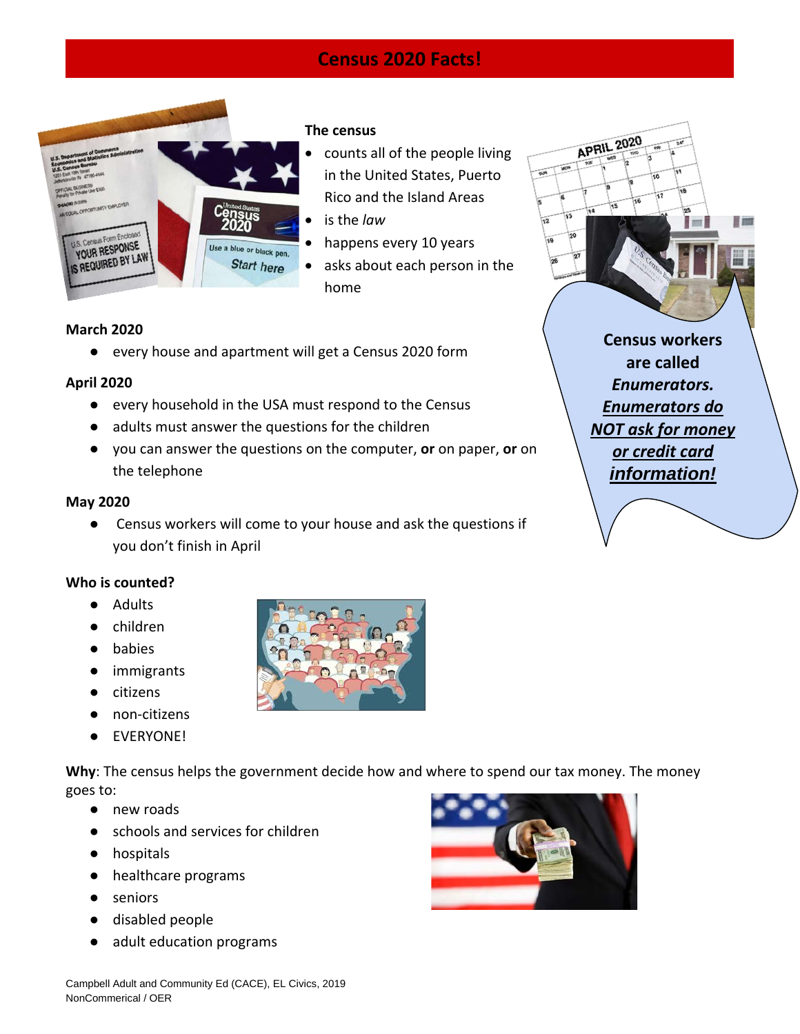# Census 2020 Facts!

**The census**

- counts all of the people living in the United States, Puerto Rico and the Island Areas
- is the *law*
- happens every 10 years
- asks about each person in the home

**Census workers are called *Enumerators.* *Enumerators do NOT ask for money or credit card information!***

**March 2020**

- every house and apartment will get a Census 2020 form

**April 2020**

- every household in the USA must respond to the Census
- adults must answer the questions for the children
- you can answer the questions on the computer, **or** on paper, **or** on the telephone

**May 2020**

- Census workers will come to your house and ask the questions if you don't finish in April

**Who is counted?**

- Adults
- children
- babies
- immigrants
- citizens
- non-citizens
- EVERYONE!

**Why**: The census helps the government decide how and where to spend our tax money. The money goes to:

- new roads
- schools and services for children
- hospitals
- healthcare programs
- seniors
- disabled people
- adult education programs

Campbell Adult and Community Ed (CACE), EL Civics, 2019
NonCommerical / OER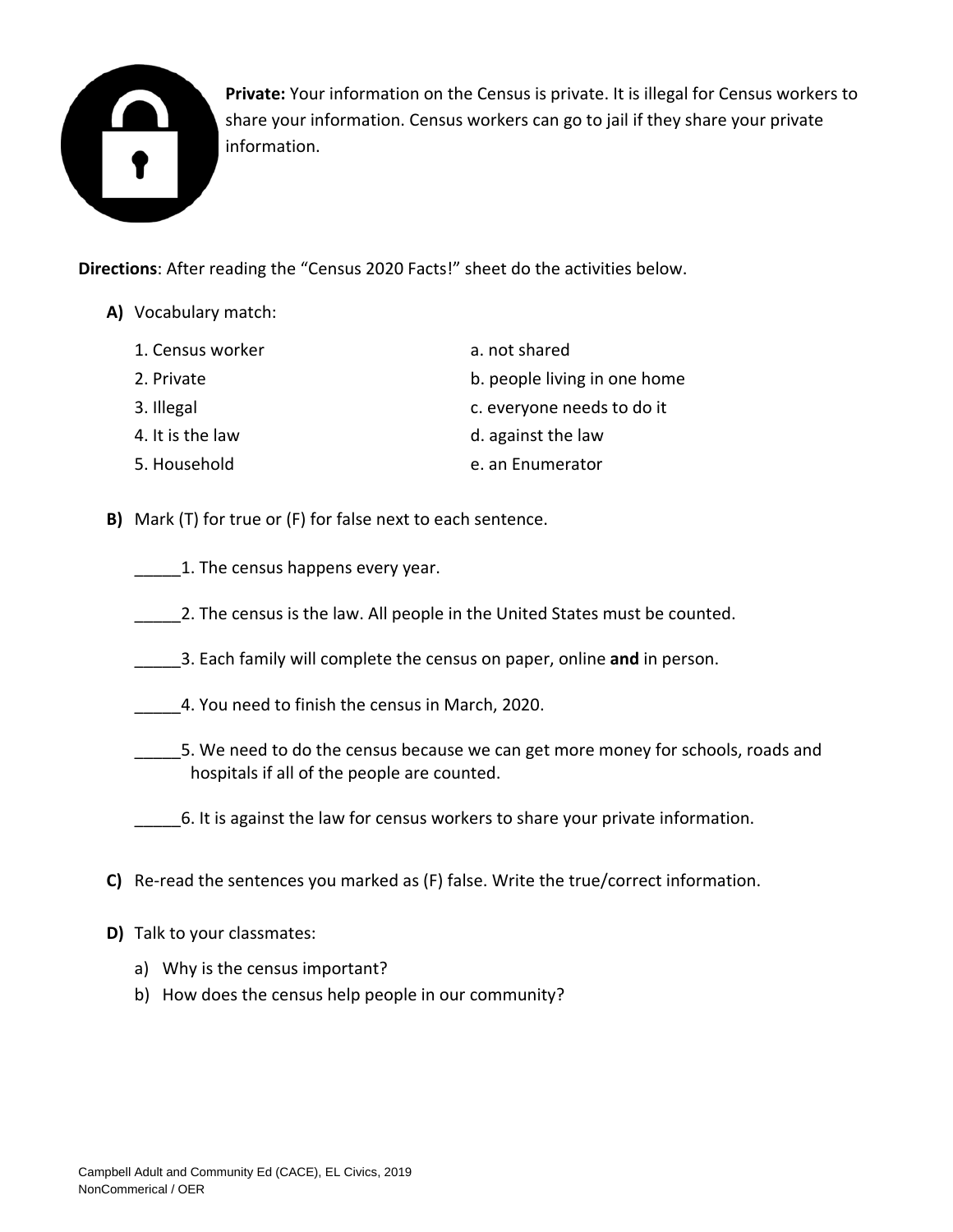**Private:** Your information on the Census is private. It is illegal for Census workers to share your information. Census workers can go to jail if they share your private information.

**Directions**: After reading the "Census 2020 Facts!" sheet do the activities below.

**A)** Vocabulary match:

| | |
|---|---|
| 1. Census worker | a. not shared |
| 2. Private | b. people living in one home |
| 3. Illegal | c. everyone needs to do it |
| 4. It is the law | d. against the law |
| 5. Household | e. an Enumerator |

**B)** Mark (T) for true or (F) for false next to each sentence.

_____1. The census happens every year.

_____2. The census is the law. All people in the United States must be counted.

_____3. Each family will complete the census on paper, online **and** in person.

_____4. You need to finish the census in March, 2020.

_____5. We need to do the census because we can get more money for schools, roads and hospitals if all of the people are counted.

_____6. It is against the law for census workers to share your private information.

**C)** Re-read the sentences you marked as (F) false. Write the true/correct information.

**D)** Talk to your classmates:

a) Why is the census important?
b) How does the census help people in our community?

Campbell Adult and Community Ed (CACE), EL Civics, 2019
NonCommerical / OER